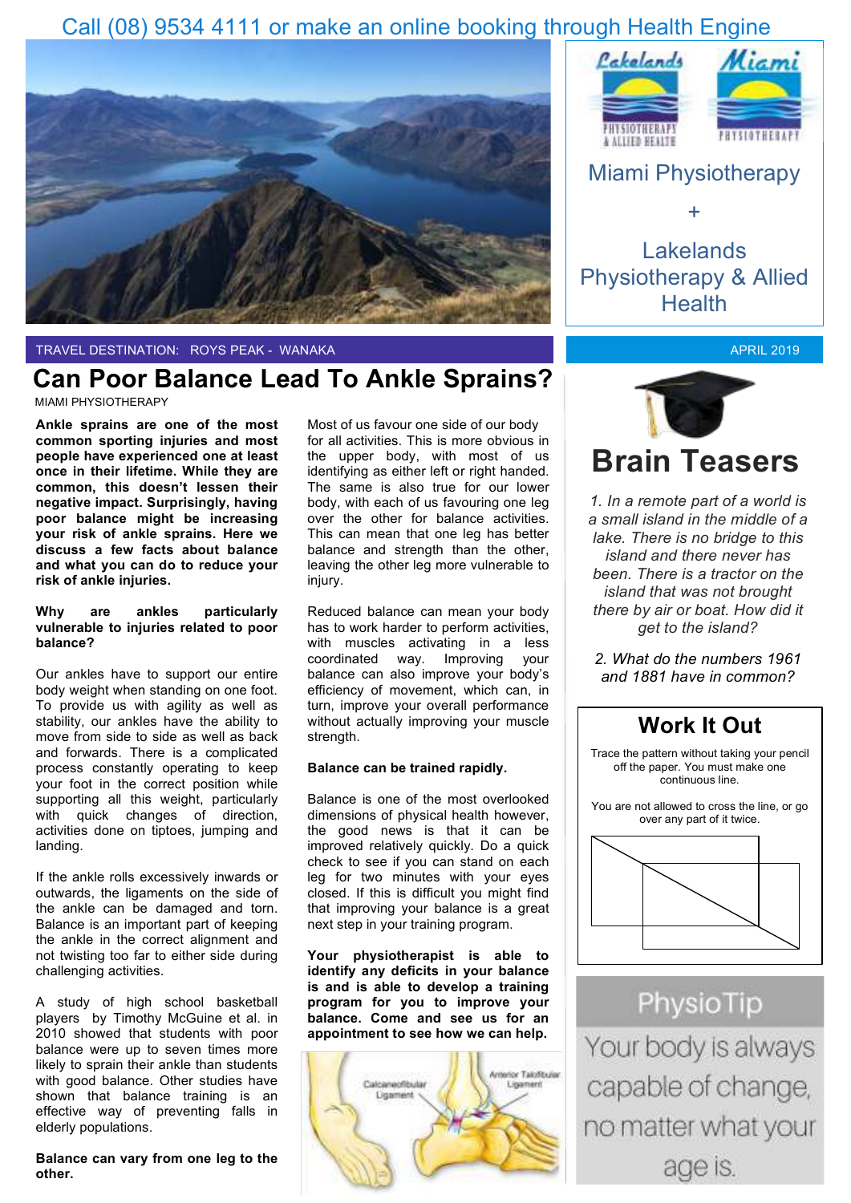Call (08) 9534 4111 or make an online booking through Health Engine

Miami Physiotherapy

+

Lakelands Physiotherapy & Allied Health

TRAVEL DESTINATION: ROYS PEAK - WANAKA

APRIL 2019

# Can Poor Balance Lead To Ankle Sprains?

MIAMI PHYSIOTHERAPY

**Ankle sprains are one of the most common sporting injuries and most people have experienced one at least once in their lifetime. While they are common, this doesn't lessen their negative impact. Surprisingly, having poor balance might be increasing your risk of ankle sprains. Here we discuss a few facts about balance and what you can do to reduce your risk of ankle injuries.**

**Why are ankles particularly vulnerable to injuries related to poor balance?**

Our ankles have to support our entire body weight when standing on one foot. To provide us with agility as well as stability, our ankles have the ability to move from side to side as well as back and forwards. There is a complicated process constantly operating to keep your foot in the correct position while supporting all this weight, particularly with quick changes of direction, activities done on tiptoes, jumping and landing.

If the ankle rolls excessively inwards or outwards, the ligaments on the side of the ankle can be damaged and torn. Balance is an important part of keeping the ankle in the correct alignment and not twisting too far to either side during challenging activities.

A study of high school basketball players by Timothy McGuine et al. in 2010 showed that students with poor balance were up to seven times more likely to sprain their ankle than students with good balance. Other studies have shown that balance training is an effective way of preventing falls in elderly populations.

**Balance can vary from one leg to the other.**

Most of us favour one side of our body for all activities. This is more obvious in the upper body, with most of us identifying as either left or right handed. The same is also true for our lower body, with each of us favouring one leg over the other for balance activities. This can mean that one leg has better balance and strength than the other, leaving the other leg more vulnerable to injury.

Reduced balance can mean your body has to work harder to perform activities, with muscles activating in a less coordinated way. Improving your balance can also improve your body's efficiency of movement, which can, in turn, improve your overall performance without actually improving your muscle strength.

**Balance can be trained rapidly.**

Balance is one of the most overlooked dimensions of physical health however, the good news is that it can be improved relatively quickly. Do a quick check to see if you can stand on each leg for two minutes with your eyes closed. If this is difficult you might find that improving your balance is a great next step in your training program.

**Your physiotherapist is able to identify any deficits in your balance and is able to develop a training program for you to improve your balance. Come and see us for an appointment to see how we can help.**

Calcaneofibular Ligament

Anterior Talofibular Ligament

# Brain Teasers

*1. In a remote part of a world is a small island in the middle of a lake. There is no bridge to this island and there never has been. There is a tractor on the island that was not brought there by air or boat. How did it get to the island?*

*2. What do the numbers 1961 and 1881 have in common?*

## Work It Out

Trace the pattern without taking your pencil off the paper. You must make one continuous line.

You are not allowed to cross the line, or go over any part of it twice.

## PhysioTip

Your body is always capable of change, no matter what your age is.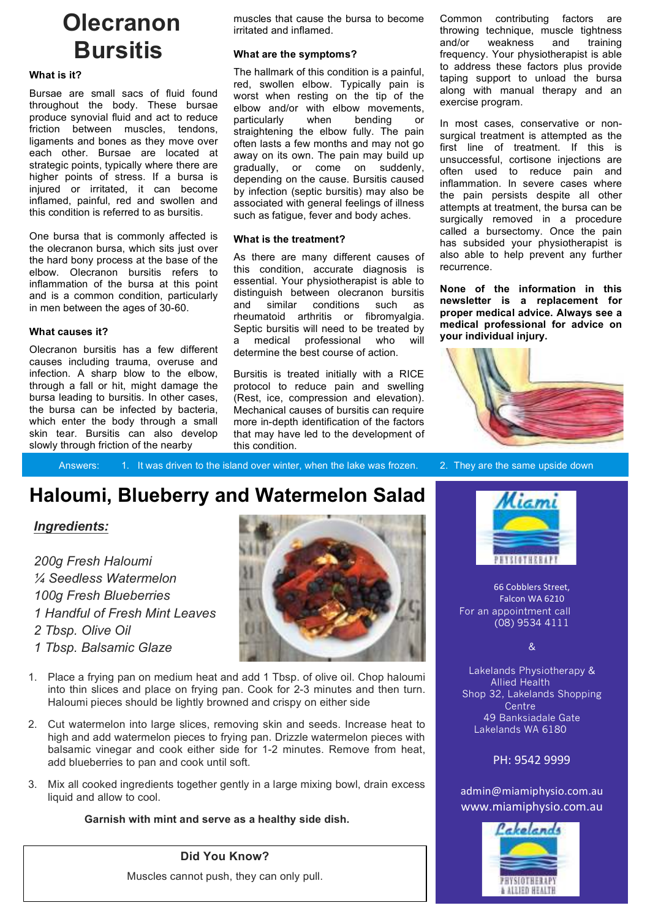# Olecranon Bursitis

### What is it?

Bursae are small sacs of fluid found throughout the body. These bursae produce synovial fluid and act to reduce friction between muscles, tendons, ligaments and bones as they move over each other. Bursae are located at strategic points, typically where there are higher points of stress. If a bursa is injured or irritated, it can become inflamed, painful, red and swollen and this condition is referred to as bursitis.

One bursa that is commonly affected is the olecranon bursa, which sits just over the hard bony process at the base of the elbow. Olecranon bursitis refers to inflammation of the bursa at this point and is a common condition, particularly in men between the ages of 30-60.

### What causes it?

Olecranon bursitis has a few different causes including trauma, overuse and infection. A sharp blow to the elbow, through a fall or hit, might damage the bursa leading to bursitis. In other cases, the bursa can be infected by bacteria, which enter the body through a small skin tear. Bursitis can also develop slowly through friction of the nearby muscles that cause the bursa to become irritated and inflamed.

### What are the symptoms?

The hallmark of this condition is a painful, red, swollen elbow. Typically pain is worst when resting on the tip of the elbow and/or with elbow movements, particularly when bending or straightening the elbow fully. The pain often lasts a few months and may not go away on its own. The pain may build up gradually, or come on suddenly, depending on the cause. Bursitis caused by infection (septic bursitis) may also be associated with general feelings of illness such as fatigue, fever and body aches.

### What is the treatment?

As there are many different causes of this condition, accurate diagnosis is essential. Your physiotherapist is able to distinguish between olecranon bursitis and similar conditions such as rheumatoid arthritis or fibromyalgia. Septic bursitis will need to be treated by a medical professional who will determine the best course of action.

Bursitis is treated initially with a RICE protocol to reduce pain and swelling (Rest, ice, compression and elevation). Mechanical causes of bursitis can require more in-depth identification of the factors that may have led to the development of this condition.

Common contributing factors are throwing technique, muscle tightness and/or weakness and training frequency. Your physiotherapist is able to address these factors plus provide taping support to unload the bursa along with manual therapy and an exercise program.

In most cases, conservative or non-surgical treatment is attempted as the first line of treatment. If this is unsuccessful, cortisone injections are often used to reduce pain and inflammation. In severe cases where the pain persists despite all other attempts at treatment, the bursa can be surgically removed in a procedure called a bursectomy. Once the pain has subsided your physiotherapist is also able to help prevent any further recurrence.

**None of the information in this newsletter is a replacement for proper medical advice. Always see a medical professional for advice on your individual injury.**

Answers: 1. It was driven to the island over winter, when the lake was frozen. 2. They are the same upside down

# Haloumi, Blueberry and Watermelon Salad

***Ingredients:***

*200g Fresh Haloumi*
*¼ Seedless Watermelon*
*100g Fresh Blueberries*
*1 Handful of Fresh Mint Leaves*
*2 Tbsp. Olive Oil*
*1 Tbsp. Balsamic Glaze*

1. Place a frying pan on medium heat and add 1 Tbsp. of olive oil. Chop haloumi into thin slices and place on frying pan. Cook for 2-3 minutes and then turn. Haloumi pieces should be lightly browned and crispy on either side
2. Cut watermelon into large slices, removing skin and seeds. Increase heat to high and add watermelon pieces to frying pan. Drizzle watermelon pieces with balsamic vinegar and cook either side for 1-2 minutes. Remove from heat, add blueberries to pan and cook until soft.
3. Mix all cooked ingredients together gently in a large mixing bowl, drain excess liquid and allow to cool.

**Garnish with mint and serve as a healthy side dish.**

**Did You Know?**

Muscles cannot push, they can only pull.

Miami Physiotherapy

66 Cobblers Street,
Falcon WA 6210
For an appointment call
(08) 9534 4111

&

Lakelands Physiotherapy & Allied Health
Shop 32, Lakelands Shopping Centre
49 Banksiadale Gate
Lakelands WA 6180

PH: 9542 9999

admin@miamiphysio.com.au
www.miamiphysio.com.au

Lakelands Physiotherapy & Allied Health